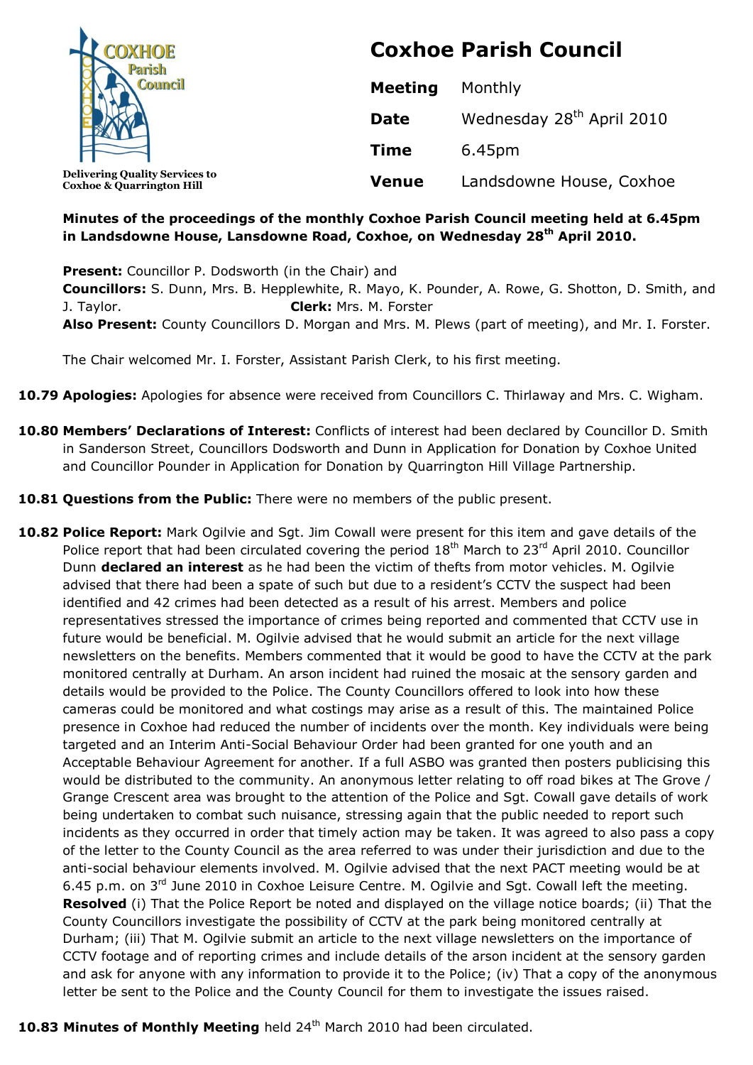# Coxhoe Parish Council

Delivering Quality Services to Coxhoe & Quarrington Hill

| | |
|---|---|
| **Meeting** | Monthly |
| **Date** | Wednesday 28th April 2010 |
| **Time** | 6.45pm |
| **Venue** | Landsdowne House, Coxhoe |

**Minutes of the proceedings of the monthly Coxhoe Parish Council meeting held at 6.45pm in Landsdowne House, Lansdowne Road, Coxhoe, on Wednesday 28th April 2010.**

**Present:** Councillor P. Dodsworth (in the Chair) and
**Councillors:** S. Dunn, Mrs. B. Hepplewhite, R. Mayo, K. Pounder, A. Rowe, G. Shotton, D. Smith, and J. Taylor. **Clerk:** Mrs. M. Forster
**Also Present:** County Councillors D. Morgan and Mrs. M. Plews (part of meeting), and Mr. I. Forster.

The Chair welcomed Mr. I. Forster, Assistant Parish Clerk, to his first meeting.

**10.79 Apologies:** Apologies for absence were received from Councillors C. Thirlaway and Mrs. C. Wigham.

**10.80 Members' Declarations of Interest:** Conflicts of interest had been declared by Councillor D. Smith in Sanderson Street, Councillors Dodsworth and Dunn in Application for Donation by Coxhoe United and Councillor Pounder in Application for Donation by Quarrington Hill Village Partnership.

**10.81 Questions from the Public:** There were no members of the public present.

**10.82 Police Report:** Mark Ogilvie and Sgt. Jim Cowall were present for this item and gave details of the Police report that had been circulated covering the period 18th March to 23rd April 2010. Councillor Dunn **declared an interest** as he had been the victim of thefts from motor vehicles. M. Ogilvie advised that there had been a spate of such but due to a resident's CCTV the suspect had been identified and 42 crimes had been detected as a result of his arrest. Members and police representatives stressed the importance of crimes being reported and commented that CCTV use in future would be beneficial. M. Ogilvie advised that he would submit an article for the next village newsletters on the benefits. Members commented that it would be good to have the CCTV at the park monitored centrally at Durham. An arson incident had ruined the mosaic at the sensory garden and details would be provided to the Police. The County Councillors offered to look into how these cameras could be monitored and what costings may arise as a result of this. The maintained Police presence in Coxhoe had reduced the number of incidents over the month. Key individuals were being targeted and an Interim Anti-Social Behaviour Order had been granted for one youth and an Acceptable Behaviour Agreement for another. If a full ASBO was granted then posters publicising this would be distributed to the community. An anonymous letter relating to off road bikes at The Grove / Grange Crescent area was brought to the attention of the Police and Sgt. Cowall gave details of work being undertaken to combat such nuisance, stressing again that the public needed to report such incidents as they occurred in order that timely action may be taken. It was agreed to also pass a copy of the letter to the County Council as the area referred to was under their jurisdiction and due to the anti-social behaviour elements involved. M. Ogilvie advised that the next PACT meeting would be at 6.45 p.m. on 3rd June 2010 in Coxhoe Leisure Centre. M. Ogilvie and Sgt. Cowall left the meeting. **Resolved** (i) That the Police Report be noted and displayed on the village notice boards; (ii) That the County Councillors investigate the possibility of CCTV at the park being monitored centrally at Durham; (iii) That M. Ogilvie submit an article to the next village newsletters on the importance of CCTV footage and of reporting crimes and include details of the arson incident at the sensory garden and ask for anyone with any information to provide it to the Police; (iv) That a copy of the anonymous letter be sent to the Police and the County Council for them to investigate the issues raised.

**10.83 Minutes of Monthly Meeting** held 24th March 2010 had been circulated.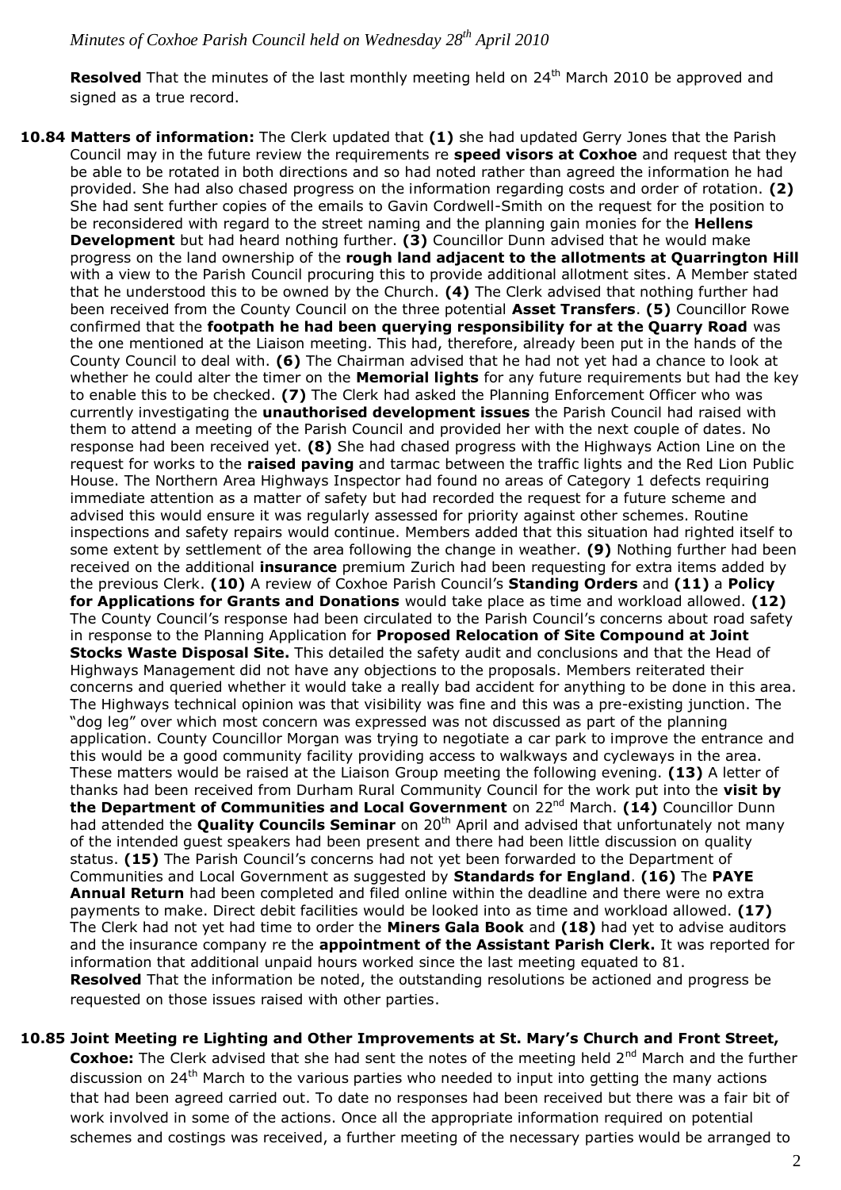**Resolved** That the minutes of the last monthly meeting held on 24th March 2010 be approved and signed as a true record.

**10.84 Matters of information:** The Clerk updated that **(1)** she had updated Gerry Jones that the Parish Council may in the future review the requirements re **speed visors at Coxhoe** and request that they be able to be rotated in both directions and so had noted rather than agreed the information he had provided. She had also chased progress on the information regarding costs and order of rotation. **(2)** She had sent further copies of the emails to Gavin Cordwell-Smith on the request for the position to be reconsidered with regard to the street naming and the planning gain monies for the **Hellens Development** but had heard nothing further. **(3)** Councillor Dunn advised that he would make progress on the land ownership of the **rough land adjacent to the allotments at Quarrington Hill** with a view to the Parish Council procuring this to provide additional allotment sites. A Member stated that he understood this to be owned by the Church. **(4)** The Clerk advised that nothing further had been received from the County Council on the three potential **Asset Transfers**. **(5)** Councillor Rowe confirmed that the **footpath he had been querying responsibility for at the Quarry Road** was the one mentioned at the Liaison meeting. This had, therefore, already been put in the hands of the County Council to deal with. **(6)** The Chairman advised that he had not yet had a chance to look at whether he could alter the timer on the **Memorial lights** for any future requirements but had the key to enable this to be checked. **(7)** The Clerk had asked the Planning Enforcement Officer who was currently investigating the **unauthorised development issues** the Parish Council had raised with them to attend a meeting of the Parish Council and provided her with the next couple of dates. No response had been received yet. **(8)** She had chased progress with the Highways Action Line on the request for works to the **raised paving** and tarmac between the traffic lights and the Red Lion Public House. The Northern Area Highways Inspector had found no areas of Category 1 defects requiring immediate attention as a matter of safety but had recorded the request for a future scheme and advised this would ensure it was regularly assessed for priority against other schemes. Routine inspections and safety repairs would continue. Members added that this situation had righted itself to some extent by settlement of the area following the change in weather. **(9)** Nothing further had been received on the additional **insurance** premium Zurich had been requesting for extra items added by the previous Clerk. **(10)** A review of Coxhoe Parish Council's **Standing Orders** and **(11)** a **Policy for Applications for Grants and Donations** would take place as time and workload allowed. **(12)** The County Council's response had been circulated to the Parish Council's concerns about road safety in response to the Planning Application for **Proposed Relocation of Site Compound at Joint Stocks Waste Disposal Site.** This detailed the safety audit and conclusions and that the Head of Highways Management did not have any objections to the proposals. Members reiterated their concerns and queried whether it would take a really bad accident for anything to be done in this area. The Highways technical opinion was that visibility was fine and this was a pre-existing junction. The "dog leg" over which most concern was expressed was not discussed as part of the planning application. County Councillor Morgan was trying to negotiate a car park to improve the entrance and this would be a good community facility providing access to walkways and cycleways in the area. These matters would be raised at the Liaison Group meeting the following evening. **(13)** A letter of thanks had been received from Durham Rural Community Council for the work put into the **visit by the Department of Communities and Local Government** on 22nd March. **(14)** Councillor Dunn had attended the **Quality Councils Seminar** on 20th April and advised that unfortunately not many of the intended guest speakers had been present and there had been little discussion on quality status. **(15)** The Parish Council's concerns had not yet been forwarded to the Department of Communities and Local Government as suggested by **Standards for England**. **(16)** The **PAYE Annual Return** had been completed and filed online within the deadline and there were no extra payments to make. Direct debit facilities would be looked into as time and workload allowed. **(17)** The Clerk had not yet had time to order the **Miners Gala Book** and **(18)** had yet to advise auditors and the insurance company re the **appointment of the Assistant Parish Clerk.** It was reported for information that additional unpaid hours worked since the last meeting equated to 81.

**Resolved** That the information be noted, the outstanding resolutions be actioned and progress be requested on those issues raised with other parties.

**10.85 Joint Meeting re Lighting and Other Improvements at St. Mary's Church and Front Street, Coxhoe:** The Clerk advised that she had sent the notes of the meeting held 2nd March and the further discussion on 24th March to the various parties who needed to input into getting the many actions that had been agreed carried out. To date no responses had been received but there was a fair bit of work involved in some of the actions. Once all the appropriate information required on potential schemes and costings was received, a further meeting of the necessary parties would be arranged to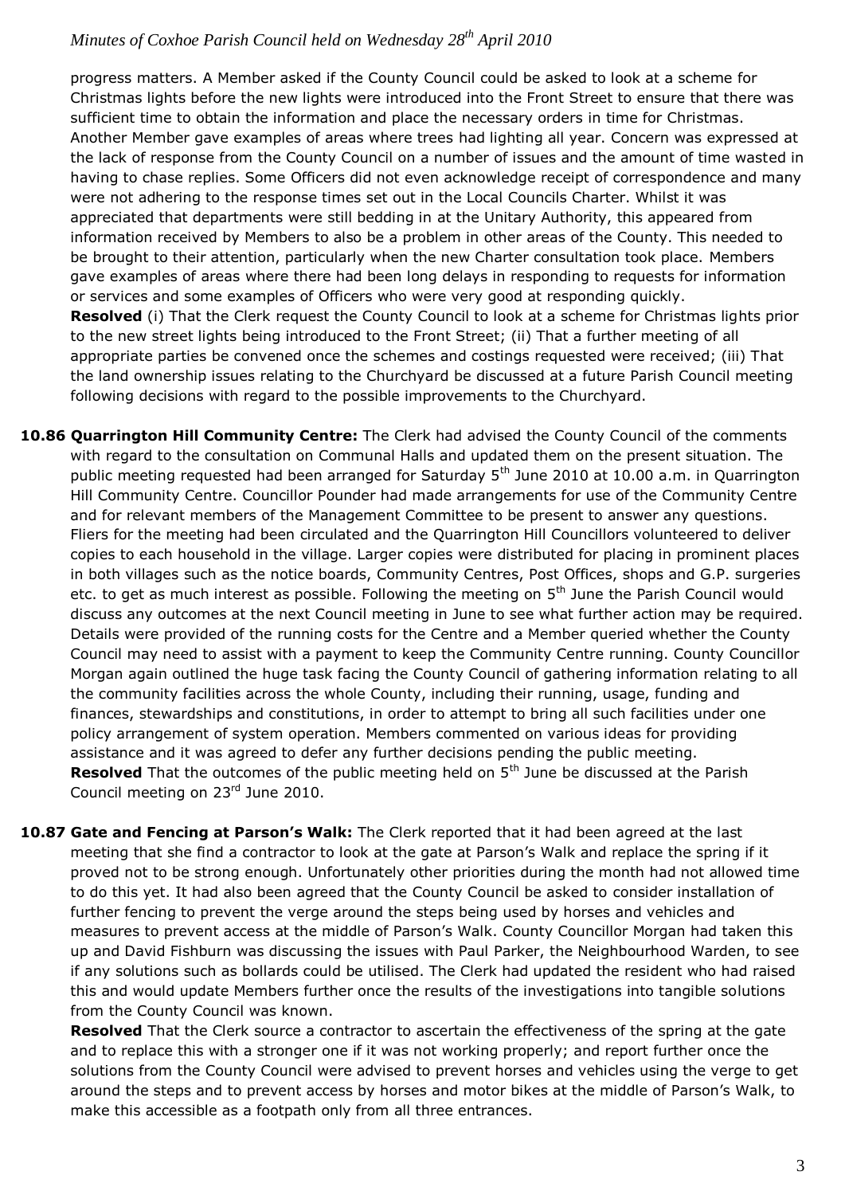progress matters. A Member asked if the County Council could be asked to look at a scheme for Christmas lights before the new lights were introduced into the Front Street to ensure that there was sufficient time to obtain the information and place the necessary orders in time for Christmas. Another Member gave examples of areas where trees had lighting all year. Concern was expressed at the lack of response from the County Council on a number of issues and the amount of time wasted in having to chase replies. Some Officers did not even acknowledge receipt of correspondence and many were not adhering to the response times set out in the Local Councils Charter. Whilst it was appreciated that departments were still bedding in at the Unitary Authority, this appeared from information received by Members to also be a problem in other areas of the County. This needed to be brought to their attention, particularly when the new Charter consultation took place. Members gave examples of areas where there had been long delays in responding to requests for information or services and some examples of Officers who were very good at responding quickly.

**Resolved** (i) That the Clerk request the County Council to look at a scheme for Christmas lights prior to the new street lights being introduced to the Front Street; (ii) That a further meeting of all appropriate parties be convened once the schemes and costings requested were received; (iii) That the land ownership issues relating to the Churchyard be discussed at a future Parish Council meeting following decisions with regard to the possible improvements to the Churchyard.

**10.86 Quarrington Hill Community Centre:** The Clerk had advised the County Council of the comments with regard to the consultation on Communal Halls and updated them on the present situation. The public meeting requested had been arranged for Saturday 5th June 2010 at 10.00 a.m. in Quarrington Hill Community Centre. Councillor Pounder had made arrangements for use of the Community Centre and for relevant members of the Management Committee to be present to answer any questions. Fliers for the meeting had been circulated and the Quarrington Hill Councillors volunteered to deliver copies to each household in the village. Larger copies were distributed for placing in prominent places in both villages such as the notice boards, Community Centres, Post Offices, shops and G.P. surgeries etc. to get as much interest as possible. Following the meeting on 5th June the Parish Council would discuss any outcomes at the next Council meeting in June to see what further action may be required. Details were provided of the running costs for the Centre and a Member queried whether the County Council may need to assist with a payment to keep the Community Centre running. County Councillor Morgan again outlined the huge task facing the County Council of gathering information relating to all the community facilities across the whole County, including their running, usage, funding and finances, stewardships and constitutions, in order to attempt to bring all such facilities under one policy arrangement of system operation. Members commented on various ideas for providing assistance and it was agreed to defer any further decisions pending the public meeting.

**Resolved** That the outcomes of the public meeting held on 5th June be discussed at the Parish Council meeting on 23rd June 2010.

**10.87 Gate and Fencing at Parson's Walk:** The Clerk reported that it had been agreed at the last meeting that she find a contractor to look at the gate at Parson's Walk and replace the spring if it proved not to be strong enough. Unfortunately other priorities during the month had not allowed time to do this yet. It had also been agreed that the County Council be asked to consider installation of further fencing to prevent the verge around the steps being used by horses and vehicles and measures to prevent access at the middle of Parson's Walk. County Councillor Morgan had taken this up and David Fishburn was discussing the issues with Paul Parker, the Neighbourhood Warden, to see if any solutions such as bollards could be utilised. The Clerk had updated the resident who had raised this and would update Members further once the results of the investigations into tangible solutions from the County Council was known.

**Resolved** That the Clerk source a contractor to ascertain the effectiveness of the spring at the gate and to replace this with a stronger one if it was not working properly; and report further once the solutions from the County Council were advised to prevent horses and vehicles using the verge to get around the steps and to prevent access by horses and motor bikes at the middle of Parson's Walk, to make this accessible as a footpath only from all three entrances.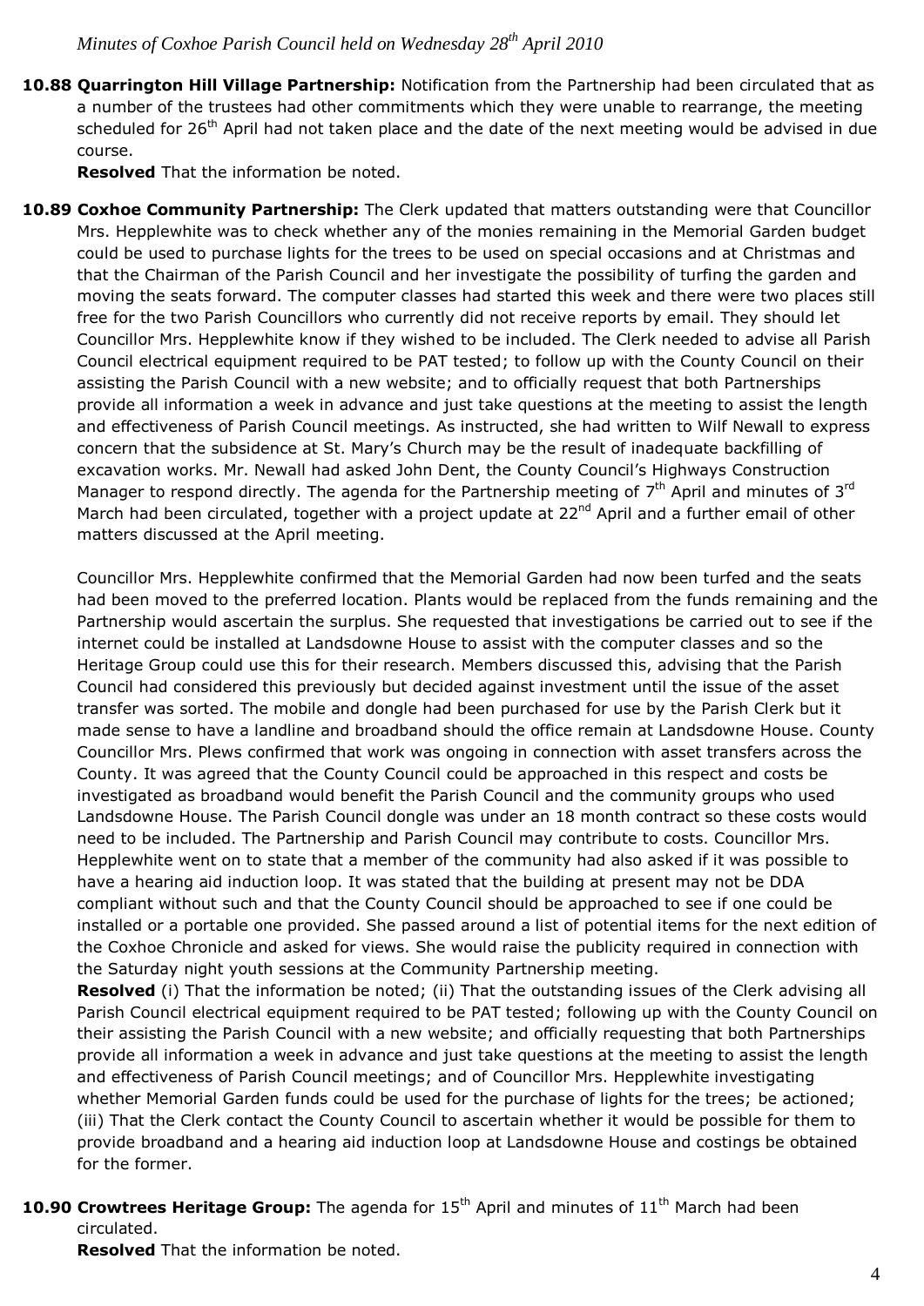**10.88 Quarrington Hill Village Partnership:** Notification from the Partnership had been circulated that as a number of the trustees had other commitments which they were unable to rearrange, the meeting scheduled for 26th April had not taken place and the date of the next meeting would be advised in due course.

**Resolved** That the information be noted.

**10.89 Coxhoe Community Partnership:** The Clerk updated that matters outstanding were that Councillor Mrs. Hepplewhite was to check whether any of the monies remaining in the Memorial Garden budget could be used to purchase lights for the trees to be used on special occasions and at Christmas and that the Chairman of the Parish Council and her investigate the possibility of turfing the garden and moving the seats forward. The computer classes had started this week and there were two places still free for the two Parish Councillors who currently did not receive reports by email. They should let Councillor Mrs. Hepplewhite know if they wished to be included. The Clerk needed to advise all Parish Council electrical equipment required to be PAT tested; to follow up with the County Council on their assisting the Parish Council with a new website; and to officially request that both Partnerships provide all information a week in advance and just take questions at the meeting to assist the length and effectiveness of Parish Council meetings. As instructed, she had written to Wilf Newall to express concern that the subsidence at St. Mary's Church may be the result of inadequate backfilling of excavation works. Mr. Newall had asked John Dent, the County Council's Highways Construction Manager to respond directly. The agenda for the Partnership meeting of 7th April and minutes of 3rd March had been circulated, together with a project update at 22nd April and a further email of other matters discussed at the April meeting.

Councillor Mrs. Hepplewhite confirmed that the Memorial Garden had now been turfed and the seats had been moved to the preferred location. Plants would be replaced from the funds remaining and the Partnership would ascertain the surplus. She requested that investigations be carried out to see if the internet could be installed at Landsdowne House to assist with the computer classes and so the Heritage Group could use this for their research. Members discussed this, advising that the Parish Council had considered this previously but decided against investment until the issue of the asset transfer was sorted. The mobile and dongle had been purchased for use by the Parish Clerk but it made sense to have a landline and broadband should the office remain at Landsdowne House. County Councillor Mrs. Plews confirmed that work was ongoing in connection with asset transfers across the County. It was agreed that the County Council could be approached in this respect and costs be investigated as broadband would benefit the Parish Council and the community groups who used Landsdowne House. The Parish Council dongle was under an 18 month contract so these costs would need to be included. The Partnership and Parish Council may contribute to costs. Councillor Mrs. Hepplewhite went on to state that a member of the community had also asked if it was possible to have a hearing aid induction loop. It was stated that the building at present may not be DDA compliant without such and that the County Council should be approached to see if one could be installed or a portable one provided. She passed around a list of potential items for the next edition of the Coxhoe Chronicle and asked for views. She would raise the publicity required in connection with the Saturday night youth sessions at the Community Partnership meeting.

**Resolved** (i) That the information be noted; (ii) That the outstanding issues of the Clerk advising all Parish Council electrical equipment required to be PAT tested; following up with the County Council on their assisting the Parish Council with a new website; and officially requesting that both Partnerships provide all information a week in advance and just take questions at the meeting to assist the length and effectiveness of Parish Council meetings; and of Councillor Mrs. Hepplewhite investigating whether Memorial Garden funds could be used for the purchase of lights for the trees; be actioned; (iii) That the Clerk contact the County Council to ascertain whether it would be possible for them to provide broadband and a hearing aid induction loop at Landsdowne House and costings be obtained for the former.

**10.90 Crowtrees Heritage Group:** The agenda for 15th April and minutes of 11th March had been circulated.

**Resolved** That the information be noted.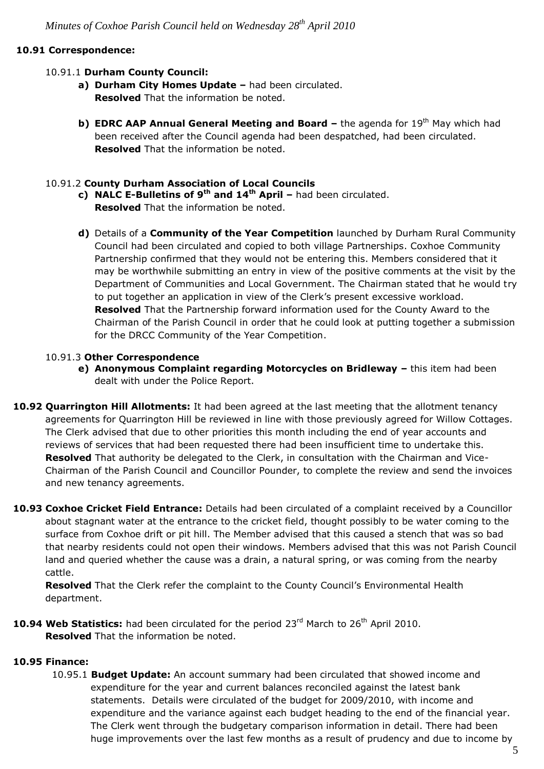**10.91 Correspondence:**

10.91.1 **Durham County Council:**

a) **Durham City Homes Update –** had been circulated.
**Resolved** That the information be noted.

b) **EDRC AAP Annual General Meeting and Board –** the agenda for 19th May which had been received after the Council agenda had been despatched, had been circulated.
**Resolved** That the information be noted.

10.91.2 **County Durham Association of Local Councils**

c) **NALC E-Bulletins of 9th and 14th April –** had been circulated.
**Resolved** That the information be noted.

d) Details of a **Community of the Year Competition** launched by Durham Rural Community Council had been circulated and copied to both village Partnerships. Coxhoe Community Partnership confirmed that they would not be entering this. Members considered that it may be worthwhile submitting an entry in view of the positive comments at the visit by the Department of Communities and Local Government. The Chairman stated that he would try to put together an application in view of the Clerk's present excessive workload.
**Resolved** That the Partnership forward information used for the County Award to the Chairman of the Parish Council in order that he could look at putting together a submission for the DRCC Community of the Year Competition.

10.91.3 **Other Correspondence**

e) **Anonymous Complaint regarding Motorcycles on Bridleway –** this item had been dealt with under the Police Report.

**10.92 Quarrington Hill Allotments:** It had been agreed at the last meeting that the allotment tenancy agreements for Quarrington Hill be reviewed in line with those previously agreed for Willow Cottages. The Clerk advised that due to other priorities this month including the end of year accounts and reviews of services that had been requested there had been insufficient time to undertake this.
**Resolved** That authority be delegated to the Clerk, in consultation with the Chairman and Vice-Chairman of the Parish Council and Councillor Pounder, to complete the review and send the invoices and new tenancy agreements.

**10.93 Coxhoe Cricket Field Entrance:** Details had been circulated of a complaint received by a Councillor about stagnant water at the entrance to the cricket field, thought possibly to be water coming to the surface from Coxhoe drift or pit hill. The Member advised that this caused a stench that was so bad that nearby residents could not open their windows. Members advised that this was not Parish Council land and queried whether the cause was a drain, a natural spring, or was coming from the nearby cattle.
**Resolved** That the Clerk refer the complaint to the County Council's Environmental Health department.

**10.94 Web Statistics:** had been circulated for the period 23rd March to 26th April 2010.
**Resolved** That the information be noted.

**10.95 Finance:**

10.95.1 **Budget Update:** An account summary had been circulated that showed income and expenditure for the year and current balances reconciled against the latest bank statements. Details were circulated of the budget for 2009/2010, with income and expenditure and the variance against each budget heading to the end of the financial year. The Clerk went through the budgetary comparison information in detail. There had been huge improvements over the last few months as a result of prudency and due to income by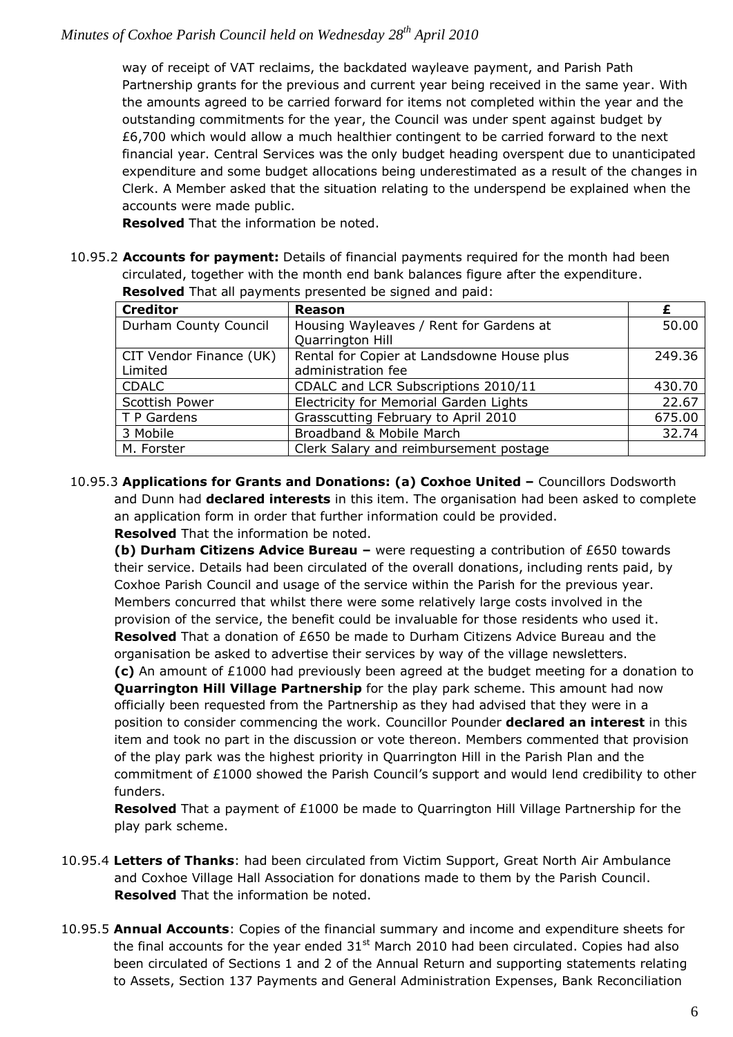way of receipt of VAT reclaims, the backdated wayleave payment, and Parish Path Partnership grants for the previous and current year being received in the same year. With the amounts agreed to be carried forward for items not completed within the year and the outstanding commitments for the year, the Council was under spent against budget by £6,700 which would allow a much healthier contingent to be carried forward to the next financial year. Central Services was the only budget heading overspent due to unanticipated expenditure and some budget allocations being underestimated as a result of the changes in Clerk. A Member asked that the situation relating to the underspend be explained when the accounts were made public.

**Resolved** That the information be noted.

10.95.2 **Accounts for payment:** Details of financial payments required for the month had been circulated, together with the month end bank balances figure after the expenditure.
**Resolved** That all payments presented be signed and paid:

| Creditor | Reason | £ |
|---|---|---|
| Durham County Council | Housing Wayleaves / Rent for Gardens at Quarrington Hill | 50.00 |
| CIT Vendor Finance (UK) Limited | Rental for Copier at Landsdowne House plus administration fee | 249.36 |
| CDALC | CDALC and LCR Subscriptions 2010/11 | 430.70 |
| Scottish Power | Electricity for Memorial Garden Lights | 22.67 |
| T P Gardens | Grasscutting February to April 2010 | 675.00 |
| 3 Mobile | Broadband & Mobile March | 32.74 |
| M. Forster | Clerk Salary and reimbursement postage | |

10.95.3 **Applications for Grants and Donations: (a) Coxhoe United –** Councillors Dodsworth and Dunn had **declared interests** in this item. The organisation had been asked to complete an application form in order that further information could be provided.
**Resolved** That the information be noted.

**(b) Durham Citizens Advice Bureau –** were requesting a contribution of £650 towards their service. Details had been circulated of the overall donations, including rents paid, by Coxhoe Parish Council and usage of the service within the Parish for the previous year. Members concurred that whilst there were some relatively large costs involved in the provision of the service, the benefit could be invaluable for those residents who used it.
**Resolved** That a donation of £650 be made to Durham Citizens Advice Bureau and the organisation be asked to advertise their services by way of the village newsletters.

**(c)** An amount of £1000 had previously been agreed at the budget meeting for a donation to **Quarrington Hill Village Partnership** for the play park scheme. This amount had now officially been requested from the Partnership as they had advised that they were in a position to consider commencing the work. Councillor Pounder **declared an interest** in this item and took no part in the discussion or vote thereon. Members commented that provision of the play park was the highest priority in Quarrington Hill in the Parish Plan and the commitment of £1000 showed the Parish Council's support and would lend credibility to other funders.

**Resolved** That a payment of £1000 be made to Quarrington Hill Village Partnership for the play park scheme.

10.95.4 **Letters of Thanks**: had been circulated from Victim Support, Great North Air Ambulance and Coxhoe Village Hall Association for donations made to them by the Parish Council.
**Resolved** That the information be noted.

10.95.5 **Annual Accounts**: Copies of the financial summary and income and expenditure sheets for the final accounts for the year ended 31st March 2010 had been circulated. Copies had also been circulated of Sections 1 and 2 of the Annual Return and supporting statements relating to Assets, Section 137 Payments and General Administration Expenses, Bank Reconciliation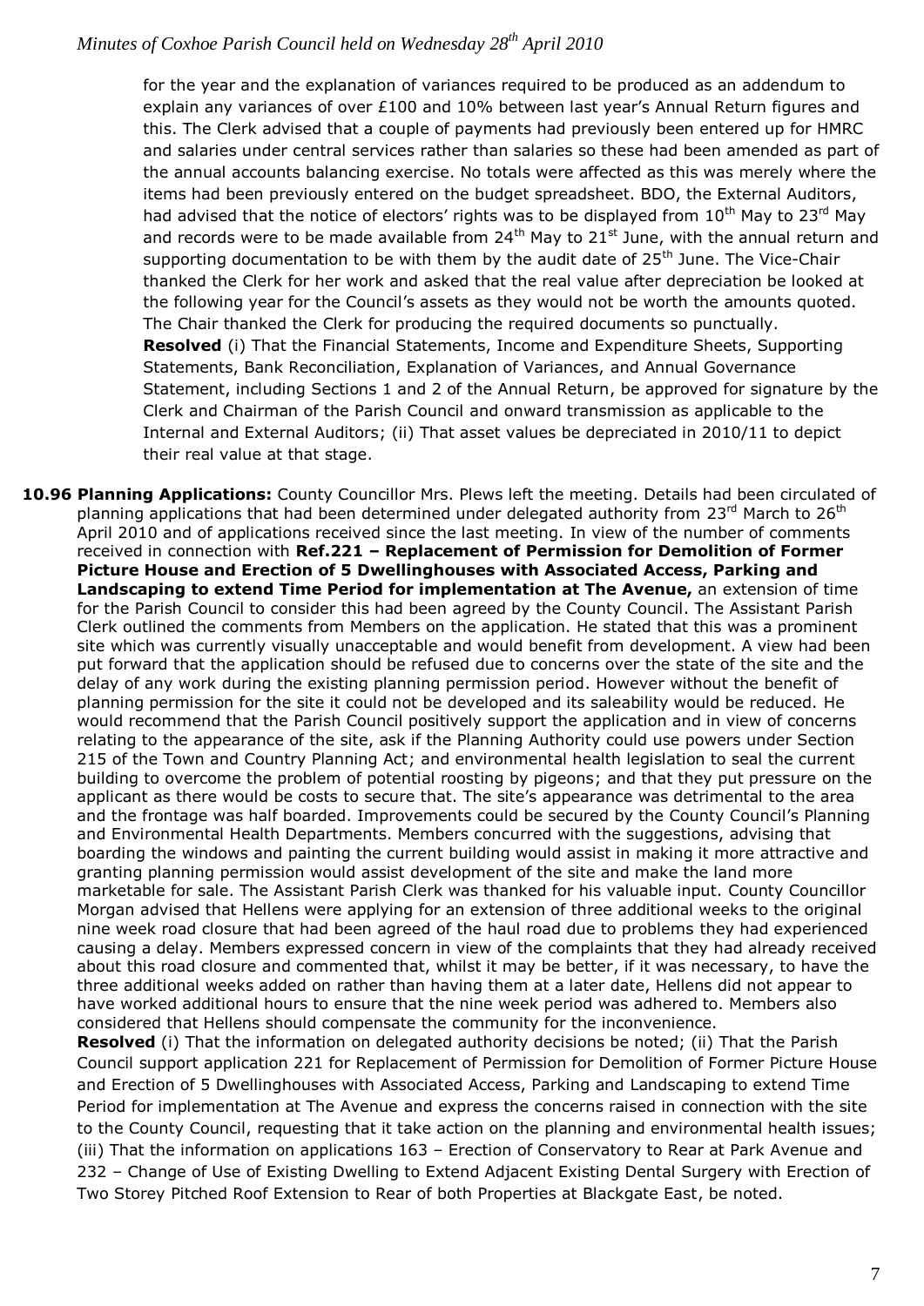for the year and the explanation of variances required to be produced as an addendum to explain any variances of over £100 and 10% between last year's Annual Return figures and this. The Clerk advised that a couple of payments had previously been entered up for HMRC and salaries under central services rather than salaries so these had been amended as part of the annual accounts balancing exercise. No totals were affected as this was merely where the items had been previously entered on the budget spreadsheet. BDO, the External Auditors, had advised that the notice of electors' rights was to be displayed from 10th May to 23rd May and records were to be made available from 24th May to 21st June, with the annual return and supporting documentation to be with them by the audit date of 25th June. The Vice-Chair thanked the Clerk for her work and asked that the real value after depreciation be looked at the following year for the Council's assets as they would not be worth the amounts quoted. The Chair thanked the Clerk for producing the required documents so punctually.
**Resolved** (i) That the Financial Statements, Income and Expenditure Sheets, Supporting Statements, Bank Reconciliation, Explanation of Variances, and Annual Governance Statement, including Sections 1 and 2 of the Annual Return, be approved for signature by the Clerk and Chairman of the Parish Council and onward transmission as applicable to the Internal and External Auditors; (ii) That asset values be depreciated in 2010/11 to depict their real value at that stage.

**10.96 Planning Applications:** County Councillor Mrs. Plews left the meeting. Details had been circulated of planning applications that had been determined under delegated authority from 23rd March to 26th April 2010 and of applications received since the last meeting. In view of the number of comments received in connection with **Ref.221 – Replacement of Permission for Demolition of Former Picture House and Erection of 5 Dwellinghouses with Associated Access, Parking and Landscaping to extend Time Period for implementation at The Avenue,** an extension of time for the Parish Council to consider this had been agreed by the County Council. The Assistant Parish Clerk outlined the comments from Members on the application. He stated that this was a prominent site which was currently visually unacceptable and would benefit from development. A view had been put forward that the application should be refused due to concerns over the state of the site and the delay of any work during the existing planning permission period. However without the benefit of planning permission for the site it could not be developed and its saleability would be reduced. He would recommend that the Parish Council positively support the application and in view of concerns relating to the appearance of the site, ask if the Planning Authority could use powers under Section 215 of the Town and Country Planning Act; and environmental health legislation to seal the current building to overcome the problem of potential roosting by pigeons; and that they put pressure on the applicant as there would be costs to secure that. The site's appearance was detrimental to the area and the frontage was half boarded. Improvements could be secured by the County Council's Planning and Environmental Health Departments. Members concurred with the suggestions, advising that boarding the windows and painting the current building would assist in making it more attractive and granting planning permission would assist development of the site and make the land more marketable for sale. The Assistant Parish Clerk was thanked for his valuable input. County Councillor Morgan advised that Hellens were applying for an extension of three additional weeks to the original nine week road closure that had been agreed of the haul road due to problems they had experienced causing a delay. Members expressed concern in view of the complaints that they had already received about this road closure and commented that, whilst it may be better, if it was necessary, to have the three additional weeks added on rather than having them at a later date, Hellens did not appear to have worked additional hours to ensure that the nine week period was adhered to. Members also considered that Hellens should compensate the community for the inconvenience.
**Resolved** (i) That the information on delegated authority decisions be noted; (ii) That the Parish Council support application 221 for Replacement of Permission for Demolition of Former Picture House and Erection of 5 Dwellinghouses with Associated Access, Parking and Landscaping to extend Time Period for implementation at The Avenue and express the concerns raised in connection with the site to the County Council, requesting that it take action on the planning and environmental health issues; (iii) That the information on applications 163 – Erection of Conservatory to Rear at Park Avenue and 232 – Change of Use of Existing Dwelling to Extend Adjacent Existing Dental Surgery with Erection of Two Storey Pitched Roof Extension to Rear of both Properties at Blackgate East, be noted.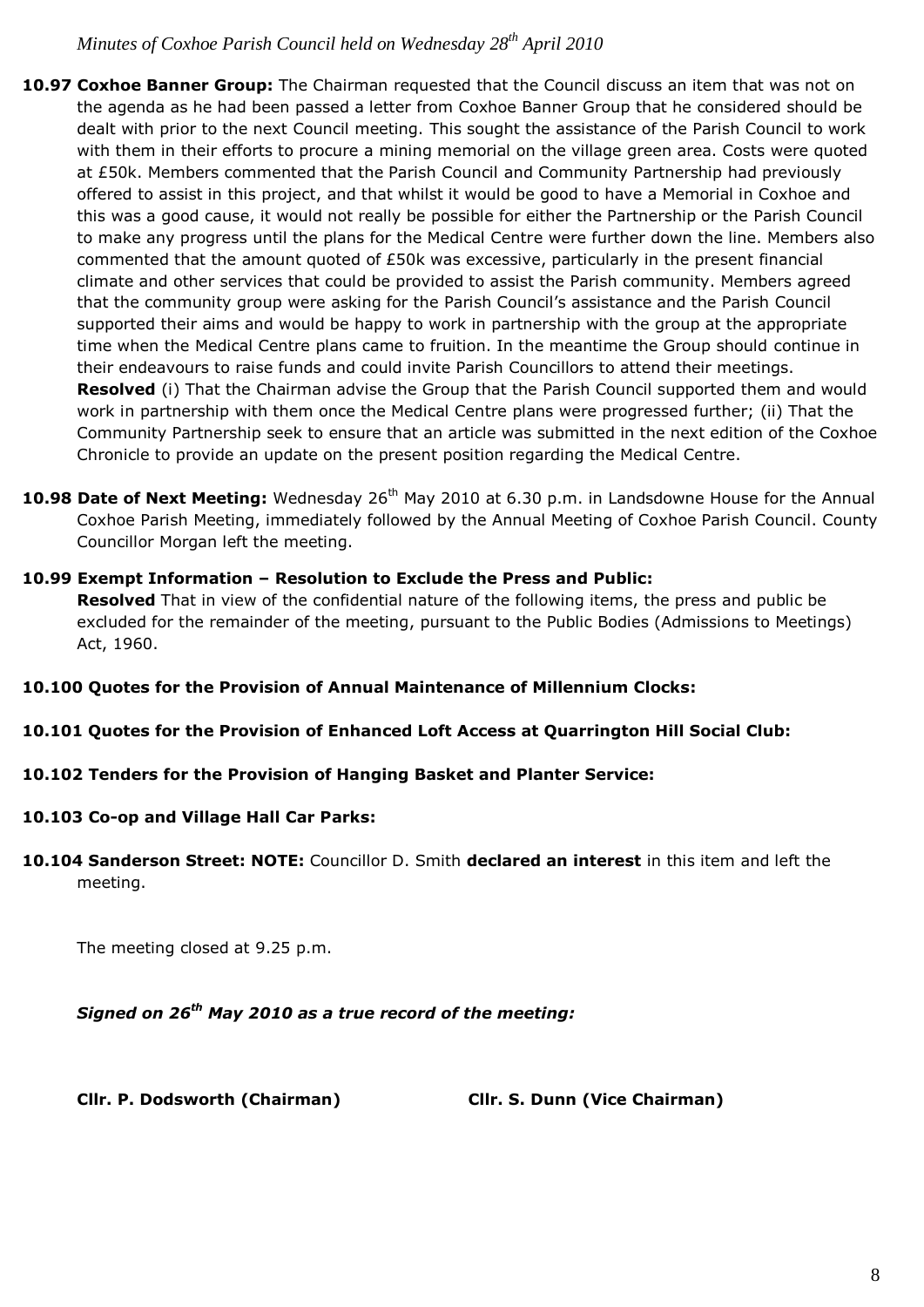**10.97 Coxhoe Banner Group:** The Chairman requested that the Council discuss an item that was not on the agenda as he had been passed a letter from Coxhoe Banner Group that he considered should be dealt with prior to the next Council meeting. This sought the assistance of the Parish Council to work with them in their efforts to procure a mining memorial on the village green area. Costs were quoted at £50k. Members commented that the Parish Council and Community Partnership had previously offered to assist in this project, and that whilst it would be good to have a Memorial in Coxhoe and this was a good cause, it would not really be possible for either the Partnership or the Parish Council to make any progress until the plans for the Medical Centre were further down the line. Members also commented that the amount quoted of £50k was excessive, particularly in the present financial climate and other services that could be provided to assist the Parish community. Members agreed that the community group were asking for the Parish Council's assistance and the Parish Council supported their aims and would be happy to work in partnership with the group at the appropriate time when the Medical Centre plans came to fruition. In the meantime the Group should continue in their endeavours to raise funds and could invite Parish Councillors to attend their meetings.
**Resolved** (i) That the Chairman advise the Group that the Parish Council supported them and would work in partnership with them once the Medical Centre plans were progressed further; (ii) That the Community Partnership seek to ensure that an article was submitted in the next edition of the Coxhoe Chronicle to provide an update on the present position regarding the Medical Centre.

**10.98 Date of Next Meeting:** Wednesday 26th May 2010 at 6.30 p.m. in Landsdowne House for the Annual Coxhoe Parish Meeting, immediately followed by the Annual Meeting of Coxhoe Parish Council. County Councillor Morgan left the meeting.

**10.99 Exempt Information – Resolution to Exclude the Press and Public:**
**Resolved** That in view of the confidential nature of the following items, the press and public be excluded for the remainder of the meeting, pursuant to the Public Bodies (Admissions to Meetings) Act, 1960.

**10.100 Quotes for the Provision of Annual Maintenance of Millennium Clocks:**

**10.101 Quotes for the Provision of Enhanced Loft Access at Quarrington Hill Social Club:**

**10.102 Tenders for the Provision of Hanging Basket and Planter Service:**

**10.103 Co-op and Village Hall Car Parks:**

**10.104 Sanderson Street: NOTE:** Councillor D. Smith **declared an interest** in this item and left the meeting.

The meeting closed at 9.25 p.m.

***Signed on 26th May 2010 as a true record of the meeting:***

**Cllr. P. Dodsworth (Chairman)** **Cllr. S. Dunn (Vice Chairman)**